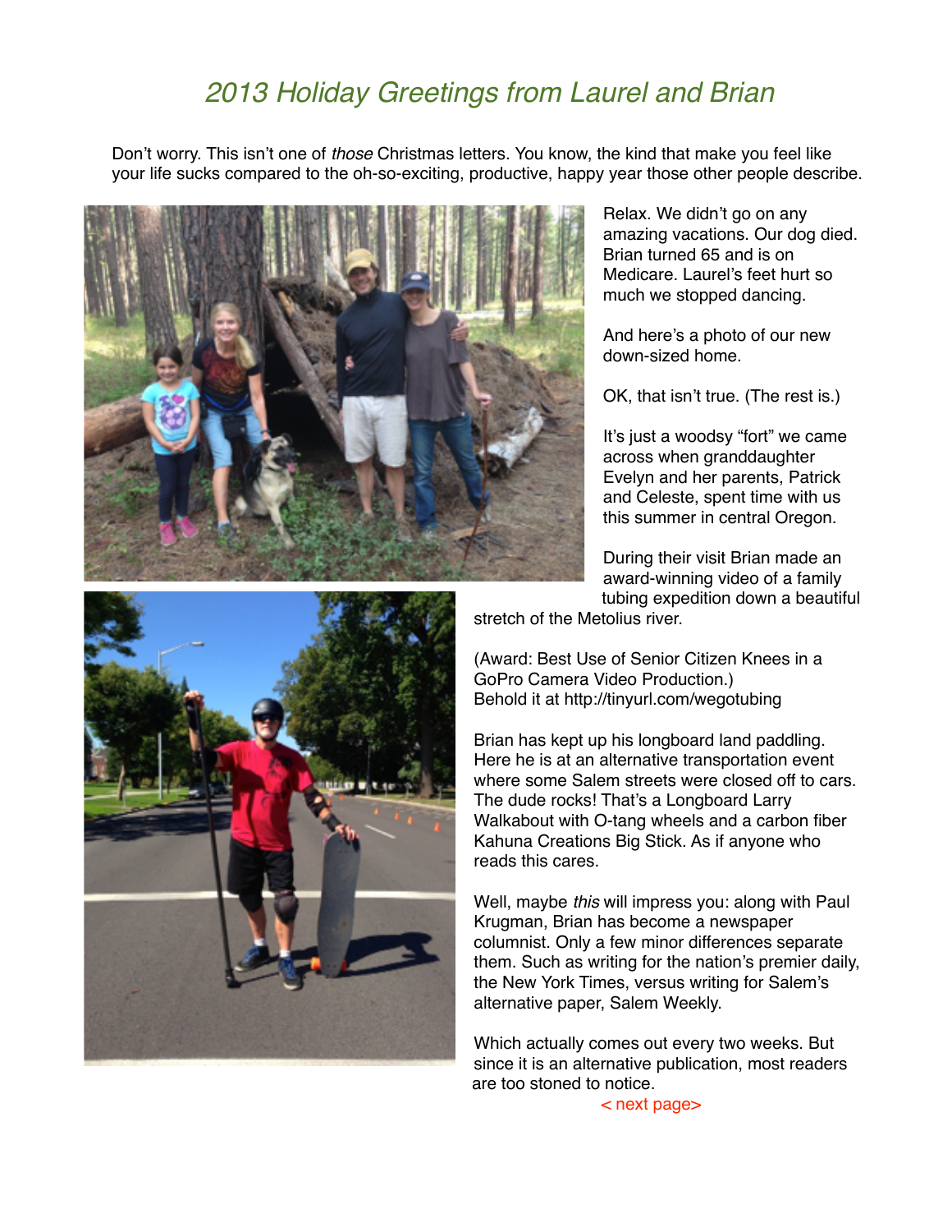# *2013 Holiday Greetings from Laurel and Brian*

Don't worry. This isn't one of *those* Christmas letters. You know, the kind that make you feel like your life sucks compared to the oh-so-exciting, productive, happy year those other people describe.

Relax. We didn't go on any amazing vacations. Our dog died. Brian turned 65 and is on Medicare. Laurel's feet hurt so much we stopped dancing.

And here's a photo of our new down-sized home.

OK, that isn't true. (The rest is.)

It's just a woodsy "fort" we came across when granddaughter Evelyn and her parents, Patrick and Celeste, spent time with us this summer in central Oregon.

During their visit Brian made an award-winning video of a family tubing expedition down a beautiful stretch of the Metolius river.

(Award: Best Use of Senior Citizen Knees in a GoPro Camera Video Production.)
Behold it at http://tinyurl.com/wegotubing

Brian has kept up his longboard land paddling. Here he is at an alternative transportation event where some Salem streets were closed off to cars. The dude rocks! That's a Longboard Larry Walkabout with O-tang wheels and a carbon fiber Kahuna Creations Big Stick. As if anyone who reads this cares.

Well, maybe *this* will impress you: along with Paul Krugman, Brian has become a newspaper columnist. Only a few minor differences separate them. Such as writing for the nation's premier daily, the New York Times, versus writing for Salem's alternative paper, Salem Weekly.

Which actually comes out every two weeks. But since it is an alternative publication, most readers are too stoned to notice.

< next page>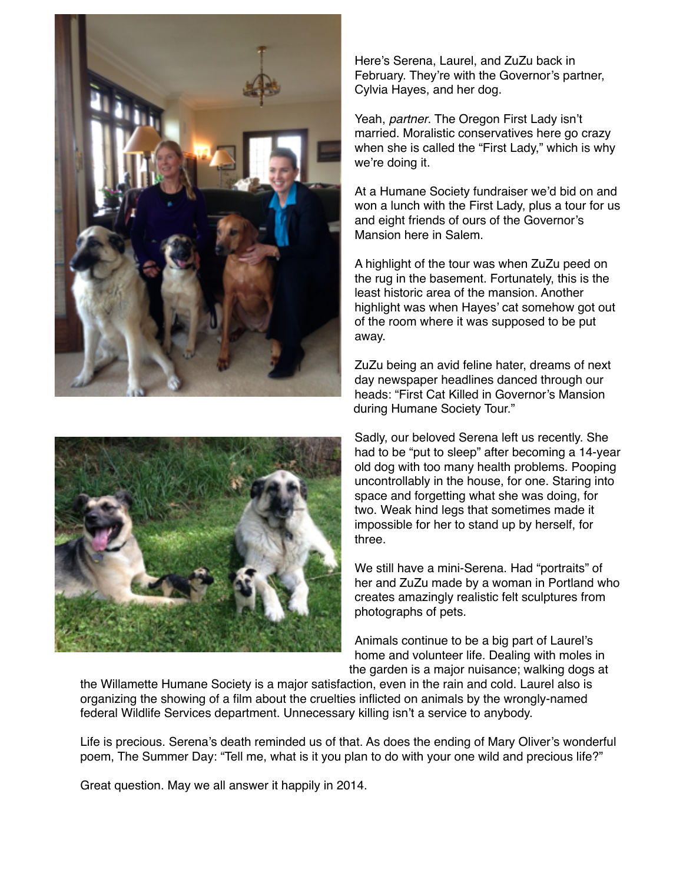Here's Serena, Laurel, and ZuZu back in February. They're with the Governor's partner, Cylvia Hayes, and her dog.

Yeah, *partner*. The Oregon First Lady isn't married. Moralistic conservatives here go crazy when she is called the "First Lady," which is why we're doing it.

At a Humane Society fundraiser we'd bid on and won a lunch with the First Lady, plus a tour for us and eight friends of ours of the Governor's Mansion here in Salem.

A highlight of the tour was when ZuZu peed on the rug in the basement. Fortunately, this is the least historic area of the mansion. Another highlight was when Hayes' cat somehow got out of the room where it was supposed to be put away.

ZuZu being an avid feline hater, dreams of next day newspaper headlines danced through our heads: "First Cat Killed in Governor's Mansion during Humane Society Tour."

Sadly, our beloved Serena left us recently. She had to be "put to sleep" after becoming a 14-year old dog with too many health problems. Pooping uncontrollably in the house, for one. Staring into space and forgetting what she was doing, for two. Weak hind legs that sometimes made it impossible for her to stand up by herself, for three.

We still have a mini-Serena. Had "portraits" of her and ZuZu made by a woman in Portland who creates amazingly realistic felt sculptures from photographs of pets.

Animals continue to be a big part of Laurel's home and volunteer life. Dealing with moles in the garden is a major nuisance; walking dogs at the Willamette Humane Society is a major satisfaction, even in the rain and cold. Laurel also is organizing the showing of a film about the cruelties inflicted on animals by the wrongly-named federal Wildlife Services department. Unnecessary killing isn't a service to anybody.

Life is precious. Serena's death reminded us of that. As does the ending of Mary Oliver's wonderful poem, The Summer Day: "Tell me, what is it you plan to do with your one wild and precious life?"

Great question. May we all answer it happily in 2014.